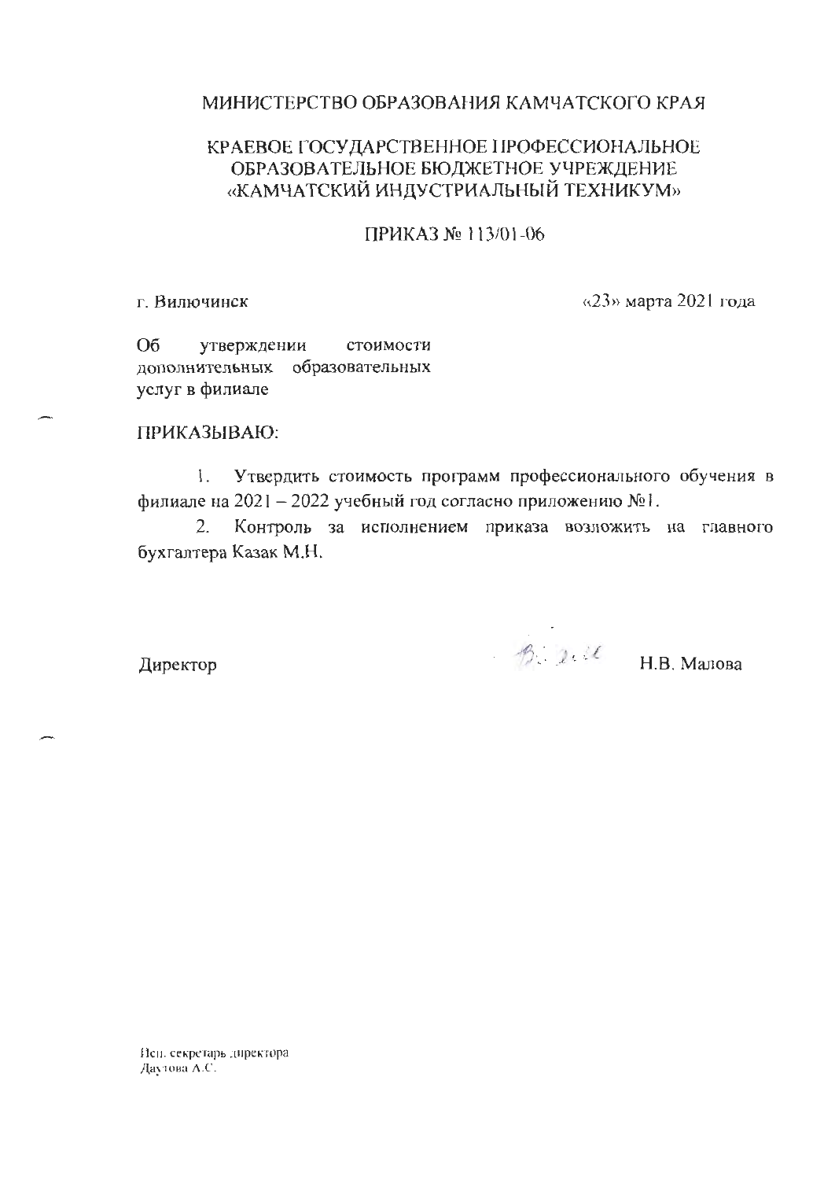МИНИСТЕРСТВО ОБРАЗОВАНИЯ КАМЧАТСКОГО КРАЯ

КРАЕВОЕ ГОСУДАРСТВЕННОЕ ПРОФЕССИОНАЛЬНОЕ ОБРАЗОВАТЕЛЬНОЕ БЮДЖЕТНОЕ УЧРЕЖДЕНИЕ «КАМЧАТСКИЙ ИНДУСТРИАЛЬНЫЙ ТЕХНИКУМ»

# ПРИКАЗ № 113/01-06

г. Вилючинск «23» марта 2021 года

Об утверждении стоимости дополнительных образовательных услуг в филиале

ПРИКАЗЫВАЮ:

1. Утвердить стоимость программ профессионального обучения в филиале на 2021 – 2022 учебный год согласно приложению №1.
2. Контроль за исполнением приказа возложить на главного бухгалтера Казак М.Н.

Директор Н.В. Малова

Исп. секретарь директора
Даутова А.С.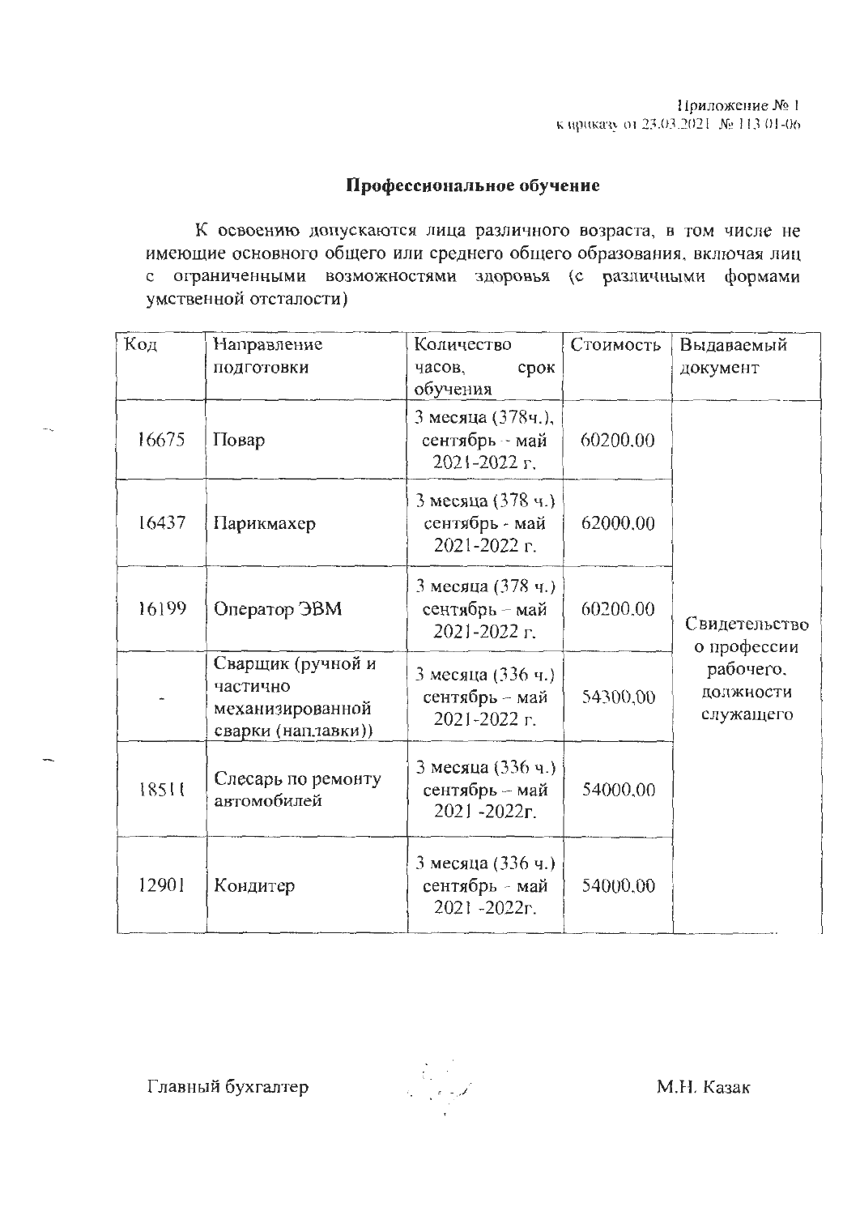Приложение № 1
к приказу от 23.03.2021 № 113 01-06

## Профессиональное обучение

К освоению допускаются лица различного возраста, в том числе не имеющие основного общего или среднего общего образования, включая лиц с ограниченными возможностями здоровья (с различными формами умственной отсталости)

| Код | Направление подготовки | Количество часов, срок обучения | Стоимость | Выдаваемый документ |
|---|---|---|---|---|
| 16675 | Повар | 3 месяца (378ч.), сентябрь - май 2021-2022 г. | 60200,00 | Свидетельство о профессии рабочего, должности служащего |
| 16437 | Парикмахер | 3 месяца (378 ч.) сентябрь - май 2021-2022 г. | 62000,00 | |
| 16199 | Оператор ЭВМ | 3 месяца (378 ч.) сентябрь – май 2021-2022 г. | 60200,00 | |
| - | Сварщик (ручной и частично механизированной сварки (наплавки)) | 3 месяца (336 ч.) сентябрь – май 2021-2022 г. | 54300,00 | |
| 18511 | Слесарь по ремонту автомобилей | 3 месяца (336 ч.) сентябрь – май 2021 -2022г. | 54000,00 | |
| 12901 | Кондитер | 3 месяца (336 ч.) сентябрь - май 2021 -2022г. | 54000,00 | |

Главный бухгалтер М.Н. Казак